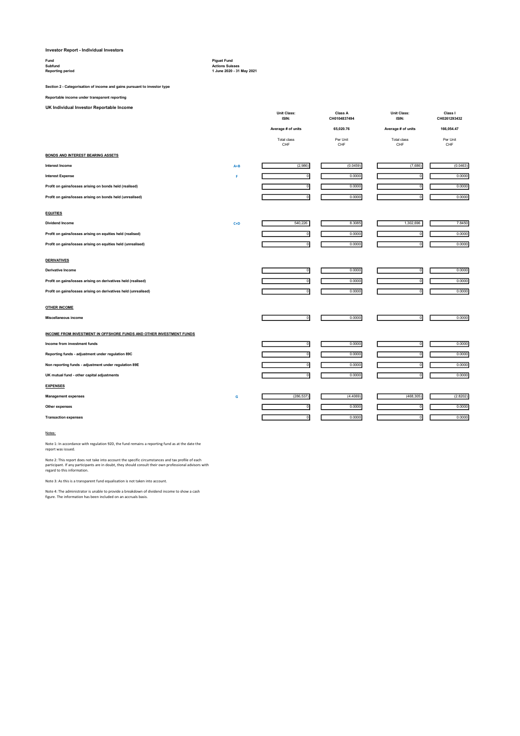**Investor Report - Individual Investors**

| | |
|---|---|
| **Fund** | **Piguet Fund** |
| **Subfund** | **Actions Suisses** |
| **Reporting period** | **1 June 2020 - 31 May 2021** |

**Section 2 - Categorisation of income and gains pursuant to investor type**

**Reportable income under transparent reporting**

**UK Individual Investor Reportable Income**

| | | Unit Class: ISIN: | Class A CH0104837494 | Unit Class: ISIN: | Class I CH0261293432 |
|---|---|---|---|---|---|
| | | Average # of units | 65,020.76 | Average # of units | 166,054.47 |
| | | Total class CHF | Per Unit CHF | Total class CHF | Per Unit CHF |
| **BONDS AND INTEREST BEARING ASSETS** | | | | | |
| **Interest Income** | A+B | (2,986) | (0.0459) | (7,686) | (0.0463) |
| **Interest Expense** | F | 0 | 0.0000 | 0 | 0.0000 |
| **Profit on gains/losses arising on bonds held (realised)** | | 0 | 0.0000 | 0 | 0.0000 |
| **Profit on gains/losses arising on bonds held (unrealised)** | | 0 | 0.0000 | 0 | 0.0000 |
| **EQUITIES** | | | | | |
| **Dividend Income** | C+D | 540,226 | 8.3085 | 1,302,696 | 7.8450 |
| **Profit on gains/losses arising on equities held (realised)** | | 0 | 0.0000 | 0 | 0.0000 |
| **Profit on gains/losses arising on equities held (unrealised)** | | 0 | 0.0000 | 0 | 0.0000 |
| **DERIVATIVES** | | | | | |
| **Derivative Income** | | 0 | 0.0000 | 0 | 0.0000 |
| **Profit on gains/losses arising on derivatives held (realised)** | | 0 | 0.0000 | 0 | 0.0000 |
| **Profit on gains/losses arising on derivatives held (unrealised)** | | 0 | 0.0000 | 0 | 0.0000 |
| **OTHER INCOME** | | | | | |
| **Miscellaneous income** | | 0 | 0.0000 | 0 | 0.0000 |
| **INCOME FROM INVESTMENT IN OFFSHORE FUNDS AND OTHER INVESTMENT FUNDS** | | | | | |
| **Income from investment funds** | | 0 | 0.0000 | 0 | 0.0000 |
| **Reporting funds - adjustment under regulation 89C** | | 0 | 0.0000 | 0 | 0.0000 |
| **Non reporting funds - adjustment under regulation 89E** | | 0 | 0.0000 | 0 | 0.0000 |
| **UK mutual fund - other capital adjustments** | | 0 | 0.0000 | 0 | 0.0000 |
| **EXPENSES** | | | | | |
| **Management expenses** | G | (286,537) | (4.4069) | (468,305) | (2.8202) |
| **Other expenses** | | 0 | 0.0000 | 0 | 0.0000 |
| **Transaction expenses** | | 0 | 0.0000 | 0 | 0.0000 |

Notes:

Note 1: In accordance with regulation 92D, the fund remains a reporting fund as at the date the report was issued.

Note 2: This report does not take into account the specific circumstances and tax profile of each participant. If any participants are in doubt, they should consult their own professional advisors with regard to this information.

Note 3: As this is a transparent fund equalisation is not taken into account.

Note 4: The administrator is unable to provide a breakdown of dividend income to show a cash figure. The information has been included on an accruals basis.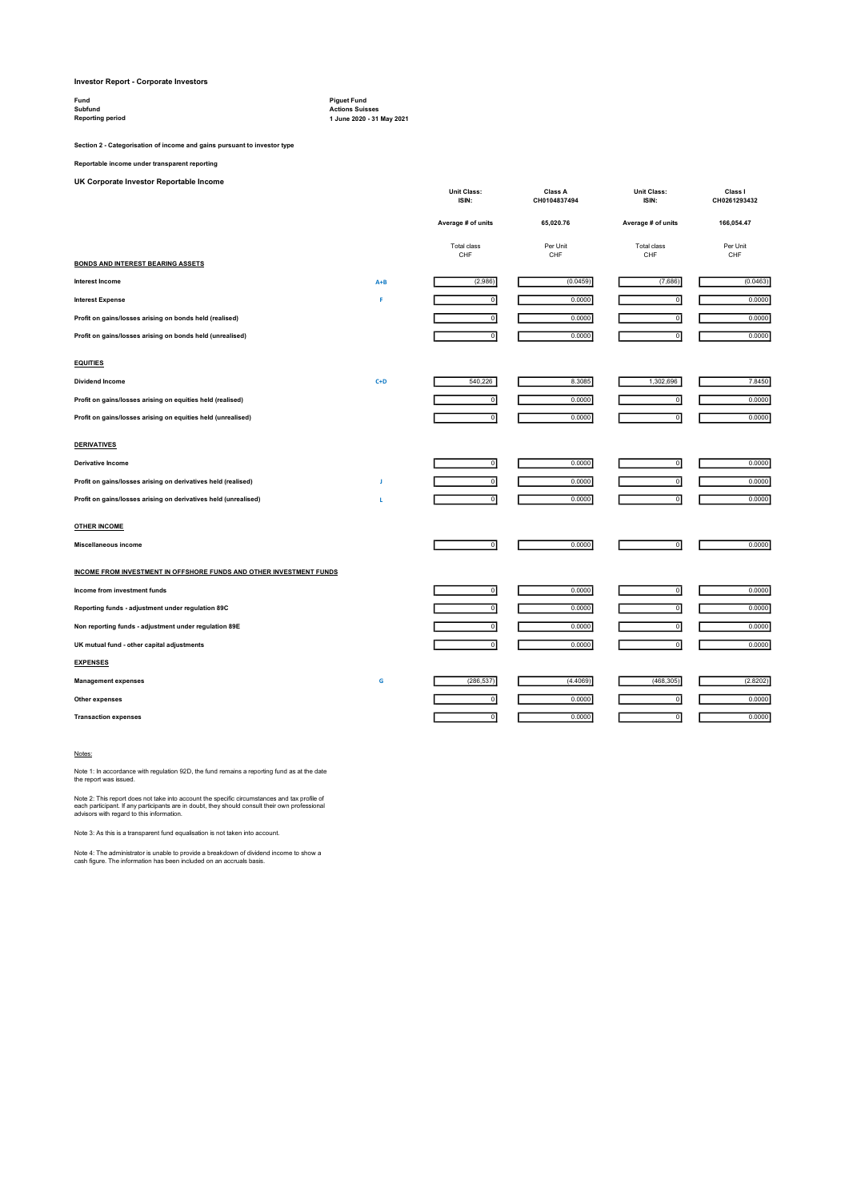**Investor Report - Corporate Investors**

| | |
|---|---|
| **Fund** | **Piguet Fund** |
| **Subfund** | **Actions Suisses** |
| **Reporting period** | **1 June 2020 - 31 May 2021** |

**Section 2 - Categorisation of income and gains pursuant to investor type**

**Reportable income under transparent reporting**

**UK Corporate Investor Reportable Income**

| | | Unit Class: ISIN: | Class A CH0104837494 | Unit Class: ISIN: | Class I CH0261293432 |
|---|---|---|---|---|---|
| | | Average # of units | 65,020.76 | Average # of units | 166,054.47 |
| | | Total class CHF | Per Unit CHF | Total class CHF | Per Unit CHF |
| **BONDS AND INTEREST BEARING ASSETS** | | | | | |
| **Interest Income** | A+B | (2,986) | (0.0459) | (7,686) | (0.0463) |
| **Interest Expense** | F | 0 | 0.0000 | 0 | 0.0000 |
| **Profit on gains/losses arising on bonds held (realised)** | | 0 | 0.0000 | 0 | 0.0000 |
| **Profit on gains/losses arising on bonds held (unrealised)** | | 0 | 0.0000 | 0 | 0.0000 |
| **EQUITIES** | | | | | |
| **Dividend Income** | C+D | 540,226 | 8.3085 | 1,302,696 | 7.8450 |
| **Profit on gains/losses arising on equities held (realised)** | | 0 | 0.0000 | 0 | 0.0000 |
| **Profit on gains/losses arising on equities held (unrealised)** | | 0 | 0.0000 | 0 | 0.0000 |
| **DERIVATIVES** | | | | | |
| **Derivative Income** | | 0 | 0.0000 | 0 | 0.0000 |
| **Profit on gains/losses arising on derivatives held (realised)** | J | 0 | 0.0000 | 0 | 0.0000 |
| **Profit on gains/losses arising on derivatives held (unrealised)** | L | 0 | 0.0000 | 0 | 0.0000 |
| **OTHER INCOME** | | | | | |
| **Miscellaneous income** | | 0 | 0.0000 | 0 | 0.0000 |
| **INCOME FROM INVESTMENT IN OFFSHORE FUNDS AND OTHER INVESTMENT FUNDS** | | | | | |
| **Income from investment funds** | | 0 | 0.0000 | 0 | 0.0000 |
| **Reporting funds - adjustment under regulation 89C** | | 0 | 0.0000 | 0 | 0.0000 |
| **Non reporting funds - adjustment under regulation 89E** | | 0 | 0.0000 | 0 | 0.0000 |
| **UK mutual fund - other capital adjustments** | | 0 | 0.0000 | 0 | 0.0000 |
| **EXPENSES** | | | | | |
| **Management expenses** | G | (286,537) | (4.4069) | (468,305) | (2.8202) |
| **Other expenses** | | 0 | 0.0000 | 0 | 0.0000 |
| **Transaction expenses** | | 0 | 0.0000 | 0 | 0.0000 |

Notes:

Note 1: In accordance with regulation 92D, the fund remains a reporting fund as at the date the report was issued.

Note 2: This report does not take into account the specific circumstances and tax profile of each participant. If any participants are in doubt, they should consult their own professional advisors with regard to this information.

Note 3: As this is a transparent fund equalisation is not taken into account.

Note 4: The administrator is unable to provide a breakdown of dividend income to show a cash figure. The information has been included on an accruals basis.